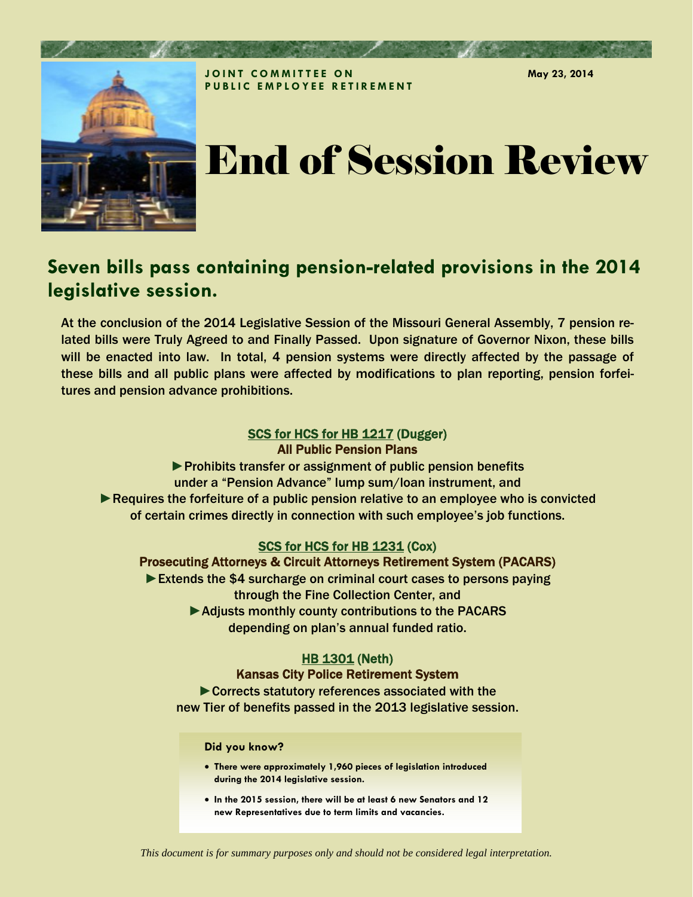JOINT COMMITTEE ON PUBLIC EMPLOYEE RETIREMENT

May 23, 2014

# End of Session Review

## Seven bills pass containing pension-related provisions in the 2014 legislative session.

At the conclusion of the 2014 Legislative Session of the Missouri General Assembly, 7 pension related bills were Truly Agreed to and Finally Passed. Upon signature of Governor Nixon, these bills will be enacted into law. In total, 4 pension systems were directly affected by the passage of these bills and all public plans were affected by modifications to plan reporting, pension forfeitures and pension advance prohibitions.

### SCS for HCS for HB 1217 (Dugger)

**All Public Pension Plans**

► Prohibits transfer or assignment of public pension benefits under a "Pension Advance" lump sum/loan instrument, and

► Requires the forfeiture of a public pension relative to an employee who is convicted of certain crimes directly in connection with such employee's job functions.

### SCS for HCS for HB 1231 (Cox)

**Prosecuting Attorneys & Circuit Attorneys Retirement System (PACARS)**

► Extends the $4 surcharge on criminal court cases to persons paying through the Fine Collection Center, and

► Adjusts monthly county contributions to the PACARS depending on plan's annual funded ratio.

### HB 1301 (Neth)

**Kansas City Police Retirement System**

► Corrects statutory references associated with the new Tier of benefits passed in the 2013 legislative session.

**Did you know?**

- There were approximately 1,960 pieces of legislation introduced during the 2014 legislative session.
- In the 2015 session, there will be at least 6 new Senators and 12 new Representatives due to term limits and vacancies.

*This document is for summary purposes only and should not be considered legal interpretation.*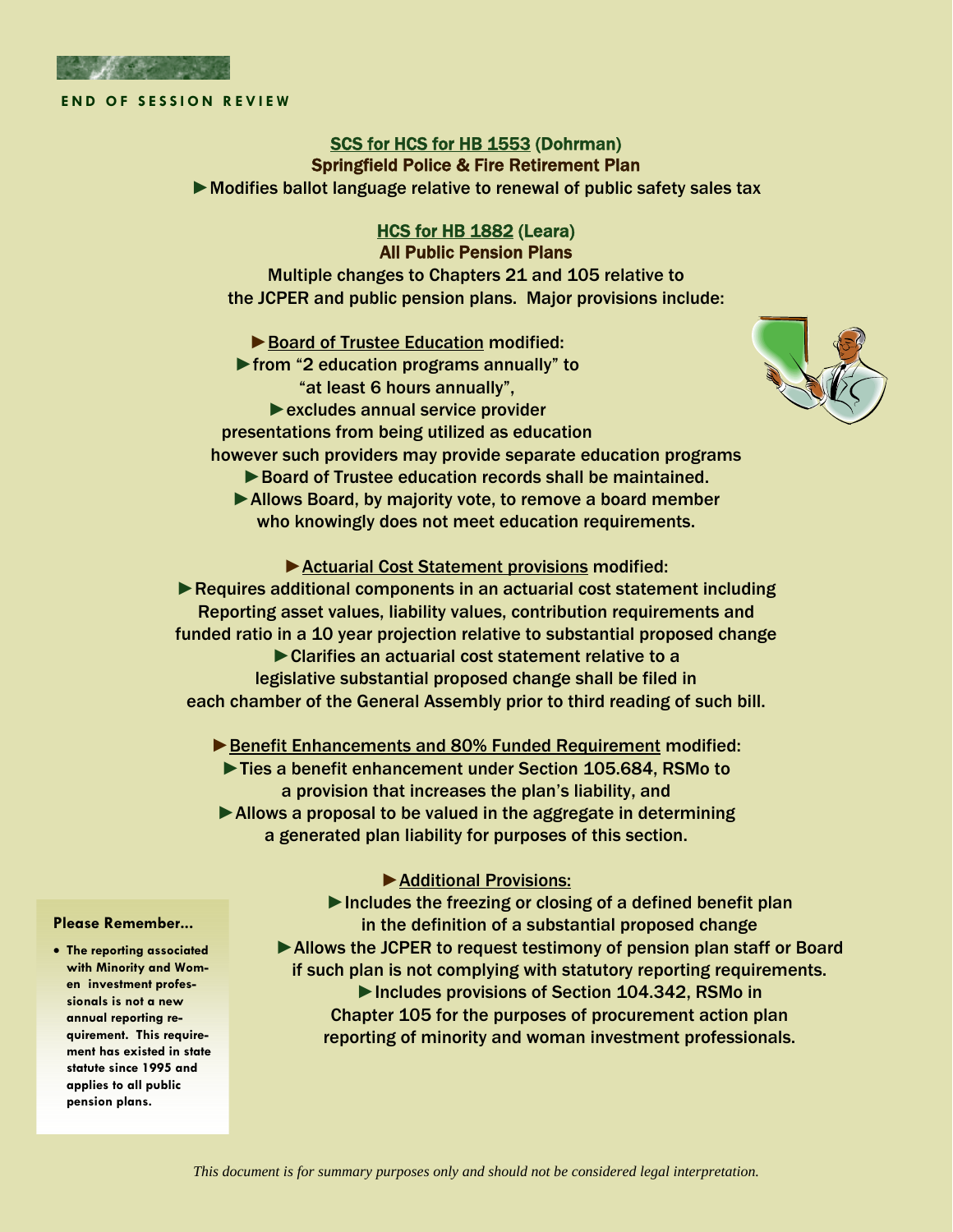END OF SESSION REVIEW

## SCS for HCS for HB 1553 (Dohrman)

### Springfield Police & Fire Retirement Plan

►Modifies ballot language relative to renewal of public safety sales tax

## HCS for HB 1882 (Leara)

### All Public Pension Plans

Multiple changes to Chapters 21 and 105 relative to the JCPER and public pension plans. Major provisions include:

►Board of Trustee Education modified:

- ►from "2 education programs annually" to "at least 6 hours annually",
- ►excludes annual service provider presentations from being utilized as education however such providers may provide separate education programs
- ►Board of Trustee education records shall be maintained.
- ►Allows Board, by majority vote, to remove a board member who knowingly does not meet education requirements.

►Actuarial Cost Statement provisions modified:

- ►Requires additional components in an actuarial cost statement including Reporting asset values, liability values, contribution requirements and funded ratio in a 10 year projection relative to substantial proposed change
- ►Clarifies an actuarial cost statement relative to a legislative substantial proposed change shall be filed in each chamber of the General Assembly prior to third reading of such bill.

►Benefit Enhancements and 80% Funded Requirement modified:

- ►Ties a benefit enhancement under Section 105.684, RSMo to a provision that increases the plan's liability, and
- ►Allows a proposal to be valued in the aggregate in determining a generated plan liability for purposes of this section.

►Additional Provisions:

- ►Includes the freezing or closing of a defined benefit plan in the definition of a substantial proposed change
- ►Allows the JCPER to request testimony of pension plan staff or Board if such plan is not complying with statutory reporting requirements.
- ►Includes provisions of Section 104.342, RSMo in Chapter 105 for the purposes of procurement action plan reporting of minority and woman investment professionals.

**Please Remember...**

- **The reporting associated with Minority and Women investment professionals is not a new annual reporting requirement. This requirement has existed in state statute since 1995 and applies to all public pension plans.**

*This document is for summary purposes only and should not be considered legal interpretation.*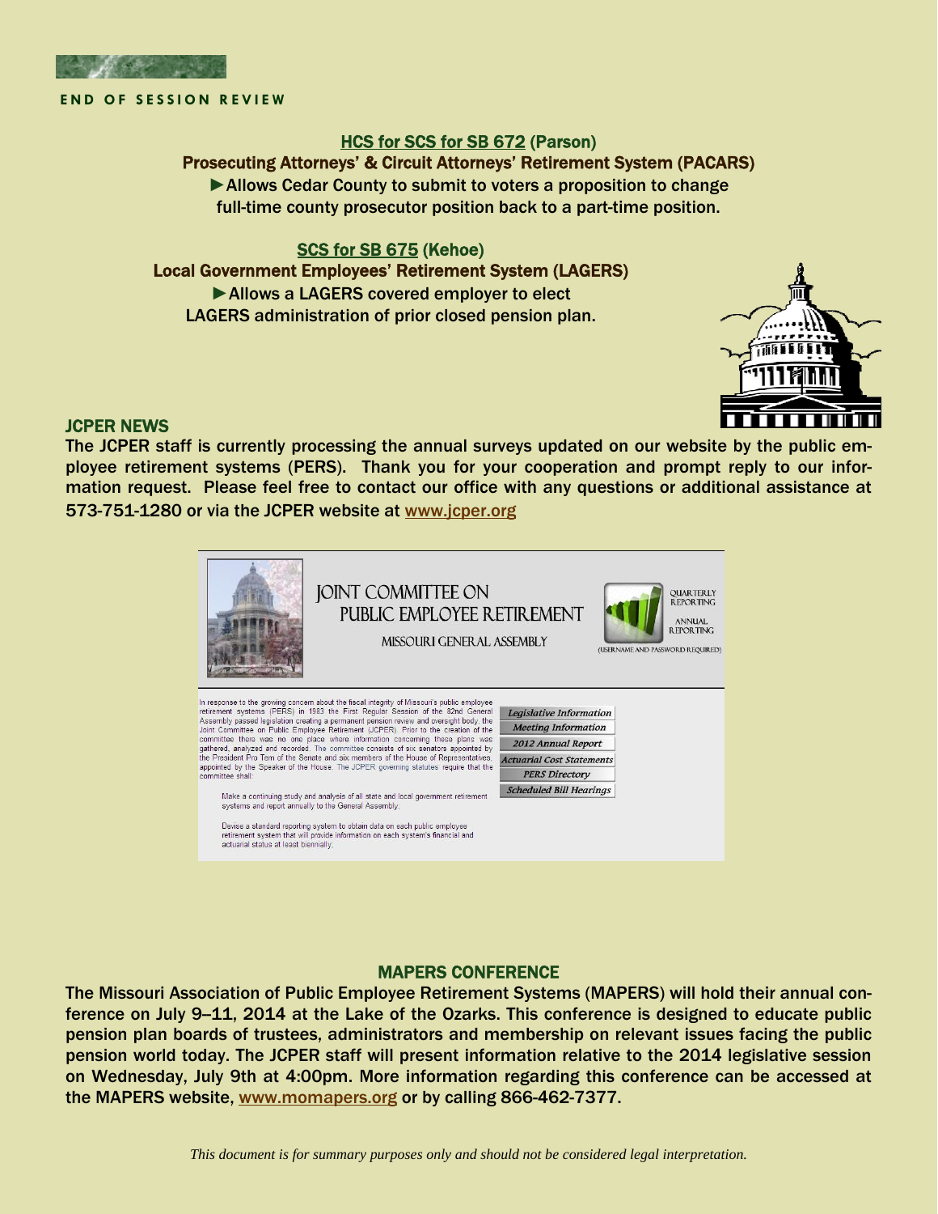**END OF SESSION REVIEW**

**HCS for SCS for SB 672 (Parson)**

**Prosecuting Attorneys' & Circuit Attorneys' Retirement System (PACARS)**

►Allows Cedar County to submit to voters a proposition to change full-time county prosecutor position back to a part-time position.

**SCS for SB 675 (Kehoe)**

**Local Government Employees' Retirement System (LAGERS)**

►Allows a LAGERS covered employer to elect LAGERS administration of prior closed pension plan.

## JCPER NEWS

The JCPER staff is currently processing the annual surveys updated on our website by the public employee retirement systems (PERS). Thank you for your cooperation and prompt reply to our information request. Please feel free to contact our office with any questions or additional assistance at 573-751-1280 or via the JCPER website at www.jcper.org

## MAPERS CONFERENCE

The Missouri Association of Public Employee Retirement Systems (MAPERS) will hold their annual conference on July 9–11, 2014 at the Lake of the Ozarks. This conference is designed to educate public pension plan boards of trustees, administrators and membership on relevant issues facing the public pension world today. The JCPER staff will present information relative to the 2014 legislative session on Wednesday, July 9th at 4:00pm. More information regarding this conference can be accessed at the MAPERS website, www.momapers.org or by calling 866-462-7377.

*This document is for summary purposes only and should not be considered legal interpretation.*